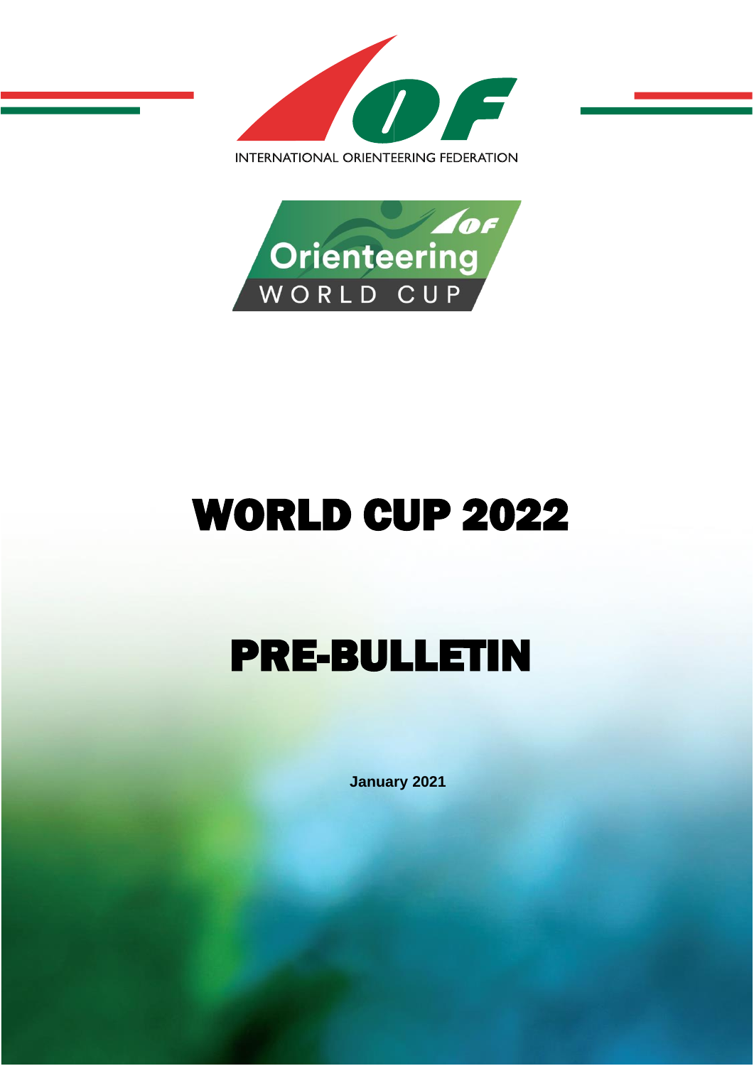INTERNATIONAL ORIENTEERING FEDERATION

Orienteering WORLD CUP

# WORLD CUP 2022

# PRE-BULLETIN

**January 2021**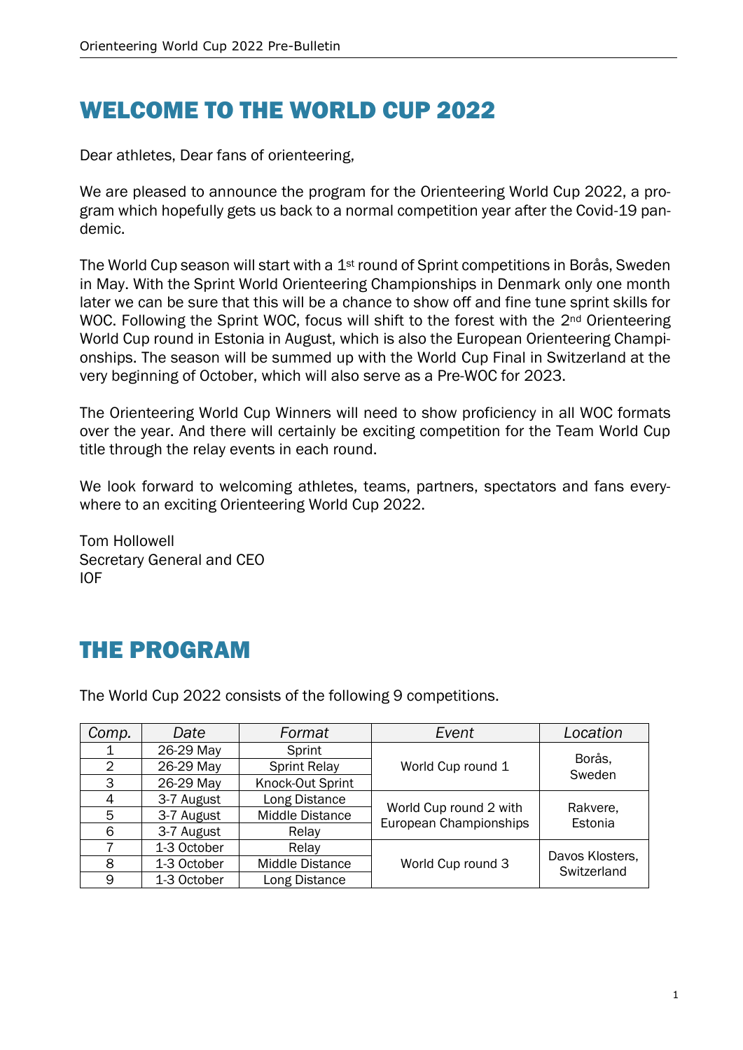# WELCOME TO THE WORLD CUP 2022

Dear athletes, Dear fans of orienteering,

We are pleased to announce the program for the Orienteering World Cup 2022, a program which hopefully gets us back to a normal competition year after the Covid-19 pandemic.

The World Cup season will start with a 1st round of Sprint competitions in Borås, Sweden in May. With the Sprint World Orienteering Championships in Denmark only one month later we can be sure that this will be a chance to show off and fine tune sprint skills for WOC. Following the Sprint WOC, focus will shift to the forest with the 2nd Orienteering World Cup round in Estonia in August, which is also the European Orienteering Championships. The season will be summed up with the World Cup Final in Switzerland at the very beginning of October, which will also serve as a Pre-WOC for 2023.

The Orienteering World Cup Winners will need to show proficiency in all WOC formats over the year. And there will certainly be exciting competition for the Team World Cup title through the relay events in each round.

We look forward to welcoming athletes, teams, partners, spectators and fans everywhere to an exciting Orienteering World Cup 2022.

Tom Hollowell
Secretary General and CEO
IOF

# THE PROGRAM

The World Cup 2022 consists of the following 9 competitions.

| *Comp.* | *Date* | *Format* | *Event* | *Location* |
|---|---|---|---|---|
| 1 | 26-29 May | Sprint | World Cup round 1 | Borås, Sweden |
| 2 | 26-29 May | Sprint Relay | | |
| 3 | 26-29 May | Knock-Out Sprint | | |
| 4 | 3-7 August | Long Distance | World Cup round 2 with European Championships | Rakvere, Estonia |
| 5 | 3-7 August | Middle Distance | | |
| 6 | 3-7 August | Relay | | |
| 7 | 1-3 October | Relay | World Cup round 3 | Davos Klosters, Switzerland |
| 8 | 1-3 October | Middle Distance | | |
| 9 | 1-3 October | Long Distance | | |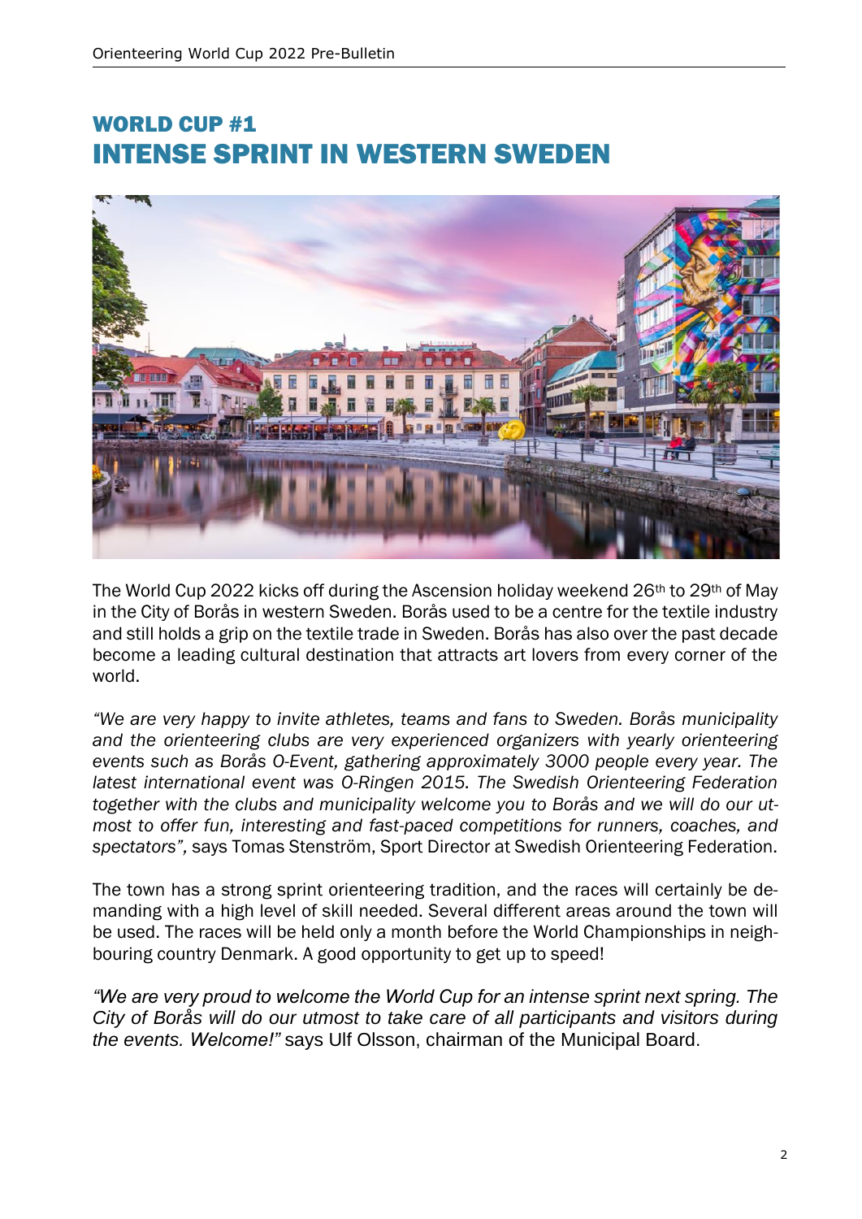## WORLD CUP #1
# INTENSE SPRINT IN WESTERN SWEDEN

The World Cup 2022 kicks off during the Ascension holiday weekend 26th to 29th of May in the City of Borås in western Sweden. Borås used to be a centre for the textile industry and still holds a grip on the textile trade in Sweden. Borås has also over the past decade become a leading cultural destination that attracts art lovers from every corner of the world.

*"We are very happy to invite athletes, teams and fans to Sweden. Borås municipality and the orienteering clubs are very experienced organizers with yearly orienteering events such as Borås O-Event, gathering approximately 3000 people every year. The latest international event was O-Ringen 2015. The Swedish Orienteering Federation together with the clubs and municipality welcome you to Borås and we will do our utmost to offer fun, interesting and fast-paced competitions for runners, coaches, and spectators",* says Tomas Stenström, Sport Director at Swedish Orienteering Federation.

The town has a strong sprint orienteering tradition, and the races will certainly be demanding with a high level of skill needed. Several different areas around the town will be used. The races will be held only a month before the World Championships in neighbouring country Denmark. A good opportunity to get up to speed!

*"We are very proud to welcome the World Cup for an intense sprint next spring. The City of Borås will do our utmost to take care of all participants and visitors during the events. Welcome!"* says Ulf Olsson, chairman of the Municipal Board.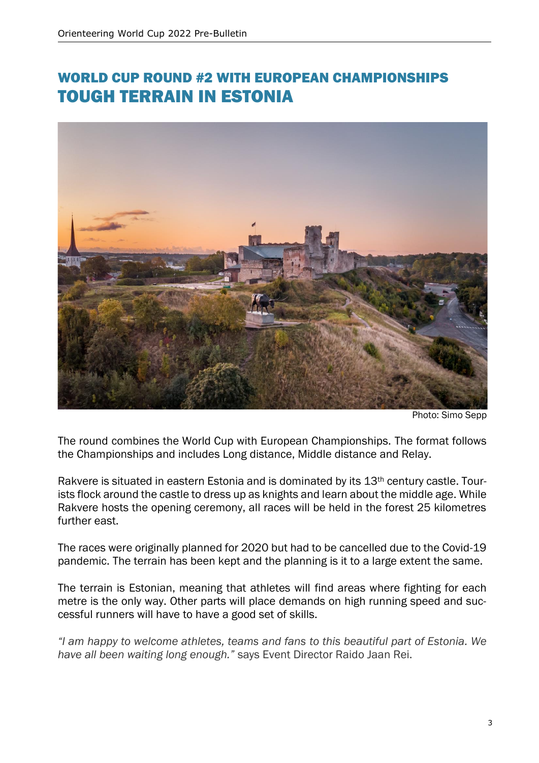## WORLD CUP ROUND #2 WITH EUROPEAN CHAMPIONSHIPS
# TOUGH TERRAIN IN ESTONIA

Photo: Simo Sepp

The round combines the World Cup with European Championships. The format follows the Championships and includes Long distance, Middle distance and Relay.

Rakvere is situated in eastern Estonia and is dominated by its 13th century castle. Tourists flock around the castle to dress up as knights and learn about the middle age. While Rakvere hosts the opening ceremony, all races will be held in the forest 25 kilometres further east.

The races were originally planned for 2020 but had to be cancelled due to the Covid-19 pandemic. The terrain has been kept and the planning is it to a large extent the same.

The terrain is Estonian, meaning that athletes will find areas where fighting for each metre is the only way. Other parts will place demands on high running speed and successful runners will have to have a good set of skills.

*"I am happy to welcome athletes, teams and fans to this beautiful part of Estonia. We have all been waiting long enough."* says Event Director Raido Jaan Rei.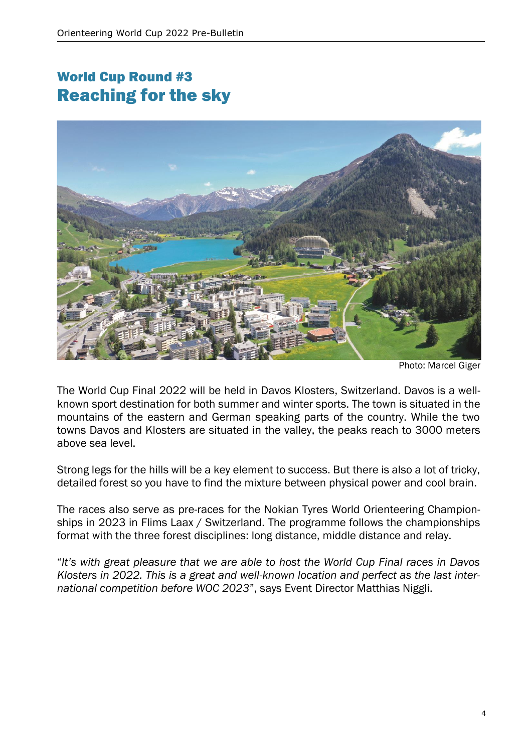## World Cup Round #3
# Reaching for the sky

Photo: Marcel Giger

The World Cup Final 2022 will be held in Davos Klosters, Switzerland. Davos is a well-known sport destination for both summer and winter sports. The town is situated in the mountains of the eastern and German speaking parts of the country. While the two towns Davos and Klosters are situated in the valley, the peaks reach to 3000 meters above sea level.

Strong legs for the hills will be a key element to success. But there is also a lot of tricky, detailed forest so you have to find the mixture between physical power and cool brain.

The races also serve as pre-races for the Nokian Tyres World Orienteering Championships in 2023 in Flims Laax / Switzerland. The programme follows the championships format with the three forest disciplines: long distance, middle distance and relay.

"*It's with great pleasure that we are able to host the World Cup Final races in Davos Klosters in 2022. This is a great and well-known location and perfect as the last international competition before WOC 2023*", says Event Director Matthias Niggli.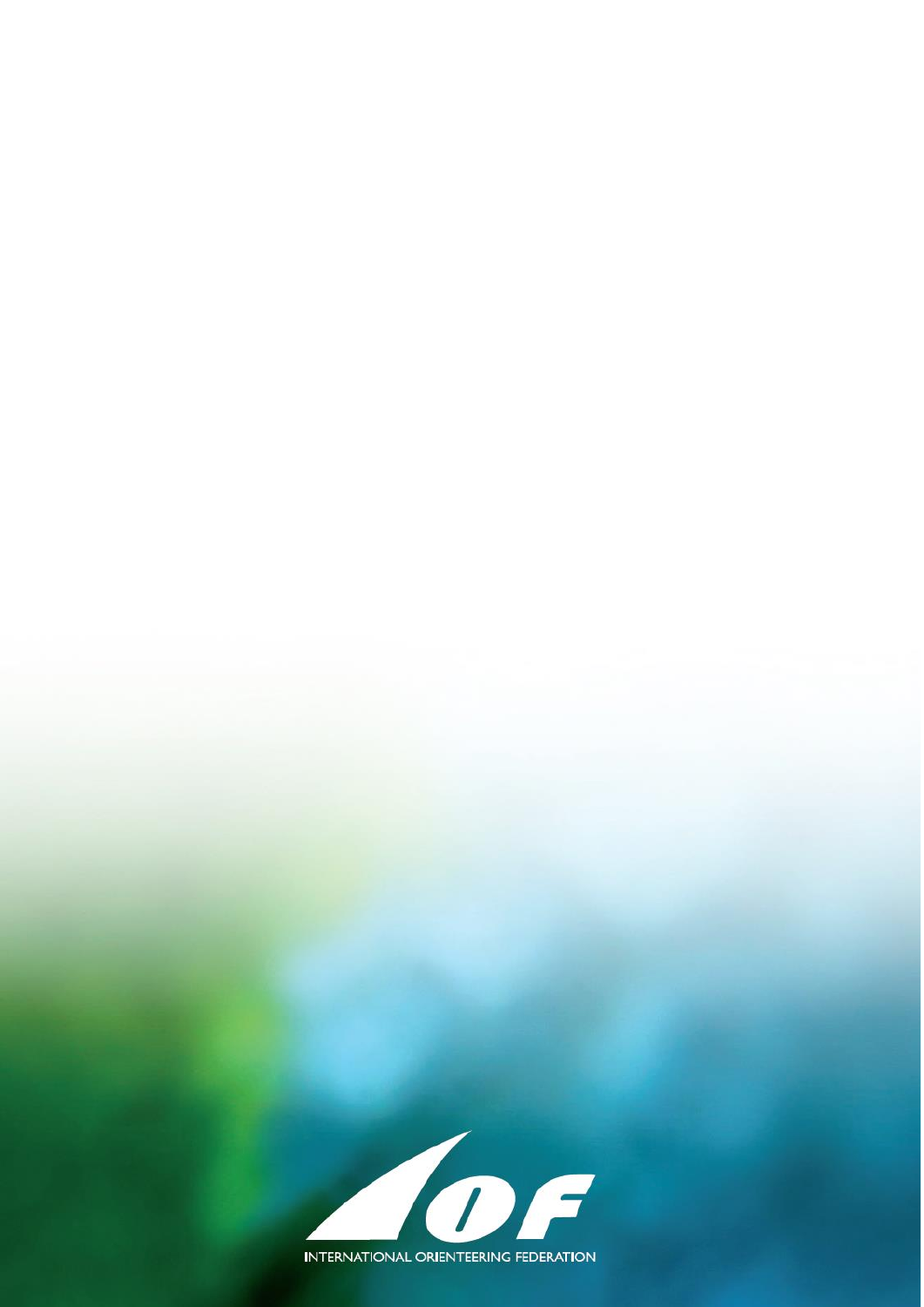INTERNATIONAL ORIENTEERING FEDERATION